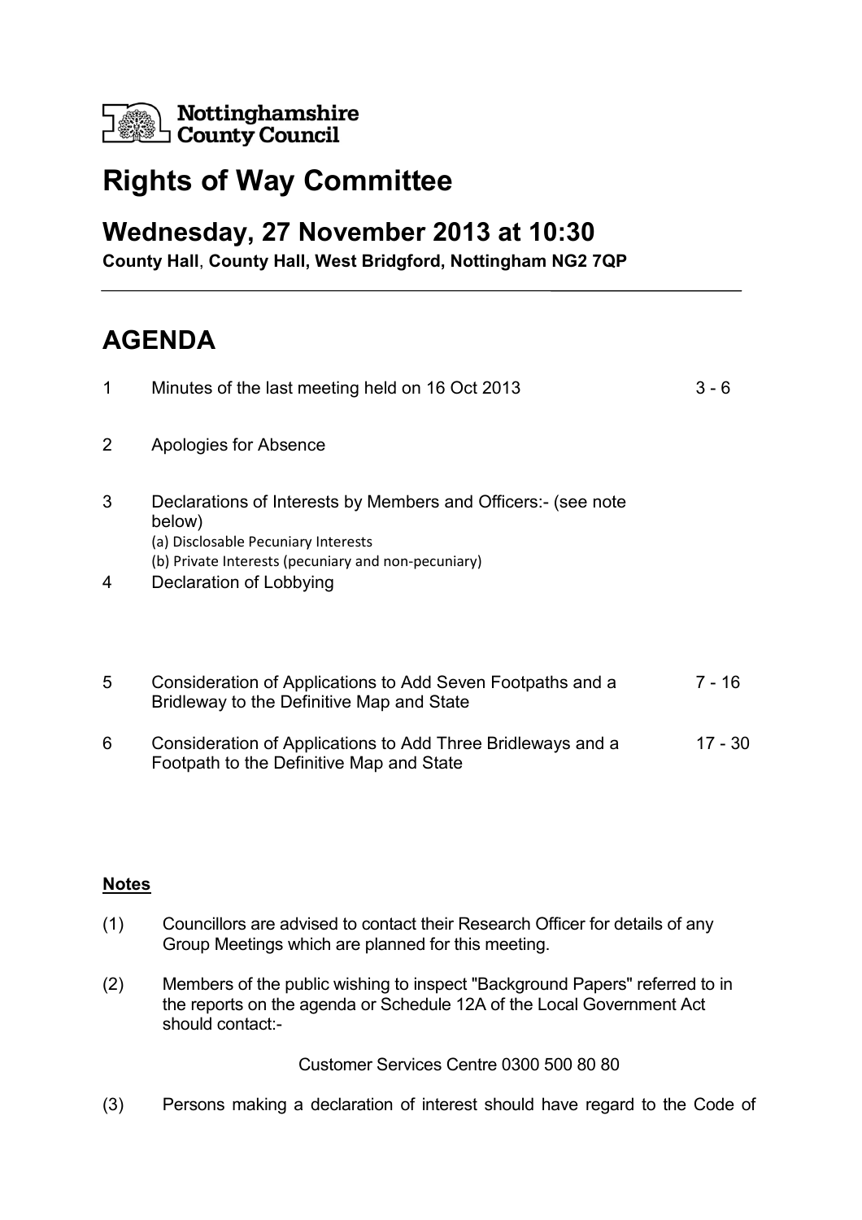Nottinghamshire County Council

# Rights of Way Committee

## Wednesday, 27 November 2013 at 10:30

**County Hall, County Hall, West Bridgford, Nottingham NG2 7QP**

# AGENDA

| | | |
|---|---|---|
| 1 | Minutes of the last meeting held on 16 Oct 2013 | 3 - 6 |
| 2 | Apologies for Absence | |
| 3 | Declarations of Interests by Members and Officers:- (see note below)<br>(a) Disclosable Pecuniary Interests<br>(b) Private Interests (pecuniary and non-pecuniary) | |
| 4 | Declaration of Lobbying | |
| 5 | Consideration of Applications to Add Seven Footpaths and a Bridleway to the Definitive Map and State | 7 - 16 |
| 6 | Consideration of Applications to Add Three Bridleways and a Footpath to the Definitive Map and State | 17 - 30 |

**Notes**

(1) Councillors are advised to contact their Research Officer for details of any Group Meetings which are planned for this meeting.

(2) Members of the public wishing to inspect "Background Papers" referred to in the reports on the agenda or Schedule 12A of the Local Government Act should contact:-

Customer Services Centre 0300 500 80 80

(3) Persons making a declaration of interest should have regard to the Code of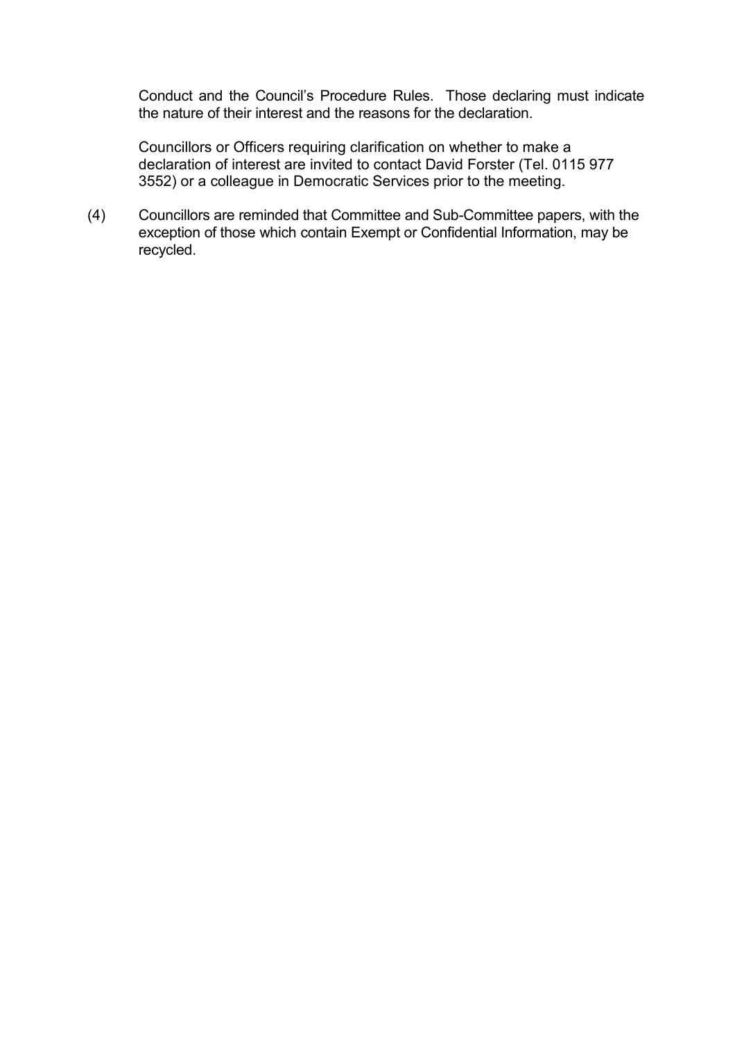Conduct and the Council's Procedure Rules. Those declaring must indicate the nature of their interest and the reasons for the declaration.

Councillors or Officers requiring clarification on whether to make a declaration of interest are invited to contact David Forster (Tel. 0115 977 3552) or a colleague in Democratic Services prior to the meeting.

(4) Councillors are reminded that Committee and Sub-Committee papers, with the exception of those which contain Exempt or Confidential Information, may be recycled.